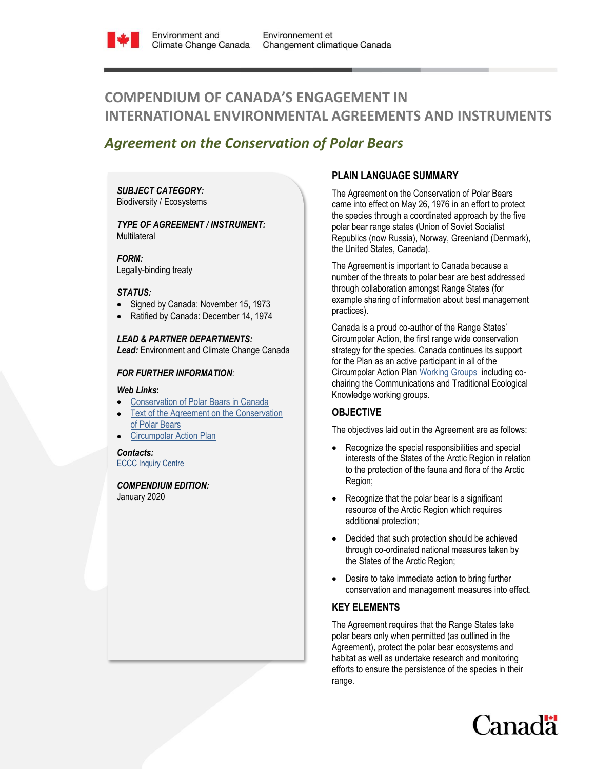Environment and Climate Change Canada / Environnement et Changement climatique Canada

# COMPENDIUM OF CANADA'S ENGAGEMENT IN INTERNATIONAL ENVIRONMENTAL AGREEMENTS AND INSTRUMENTS

## *Agreement on the Conservation of Polar Bears*

***SUBJECT CATEGORY:***
Biodiversity / Ecosystems

***TYPE OF AGREEMENT / INSTRUMENT:***
Multilateral

***FORM:***
Legally-binding treaty

***STATUS:***

- Signed by Canada: November 15, 1973
- Ratified by Canada: December 14, 1974

***LEAD & PARTNER DEPARTMENTS:***
***Lead:*** Environment and Climate Change Canada

***FOR FURTHER INFORMATION:***

***Web Links:***

- Conservation of Polar Bears in Canada
- Text of the Agreement on the Conservation of Polar Bears
- Circumpolar Action Plan

***Contacts:***
ECCC Inquiry Centre

***COMPENDIUM EDITION:***
January 2020

### PLAIN LANGUAGE SUMMARY

The Agreement on the Conservation of Polar Bears came into effect on May 26, 1976 in an effort to protect the species through a coordinated approach by the five polar bear range states (Union of Soviet Socialist Republics (now Russia), Norway, Greenland (Denmark), the United States, Canada).

The Agreement is important to Canada because a number of the threats to polar bear are best addressed through collaboration amongst Range States (for example sharing of information about best management practices).

Canada is a proud co-author of the Range States' Circumpolar Action, the first range wide conservation strategy for the species. Canada continues its support for the Plan as an active participant in all of the Circumpolar Action Plan Working Groups including co-chairing the Communications and Traditional Ecological Knowledge working groups.

### OBJECTIVE

The objectives laid out in the Agreement are as follows:

- Recognize the special responsibilities and special interests of the States of the Arctic Region in relation to the protection of the fauna and flora of the Arctic Region;
- Recognize that the polar bear is a significant resource of the Arctic Region which requires additional protection;
- Decided that such protection should be achieved through co-ordinated national measures taken by the States of the Arctic Region;
- Desire to take immediate action to bring further conservation and management measures into effect.

### KEY ELEMENTS

The Agreement requires that the Range States take polar bears only when permitted (as outlined in the Agreement), protect the polar bear ecosystems and habitat as well as undertake research and monitoring efforts to ensure the persistence of the species in their range.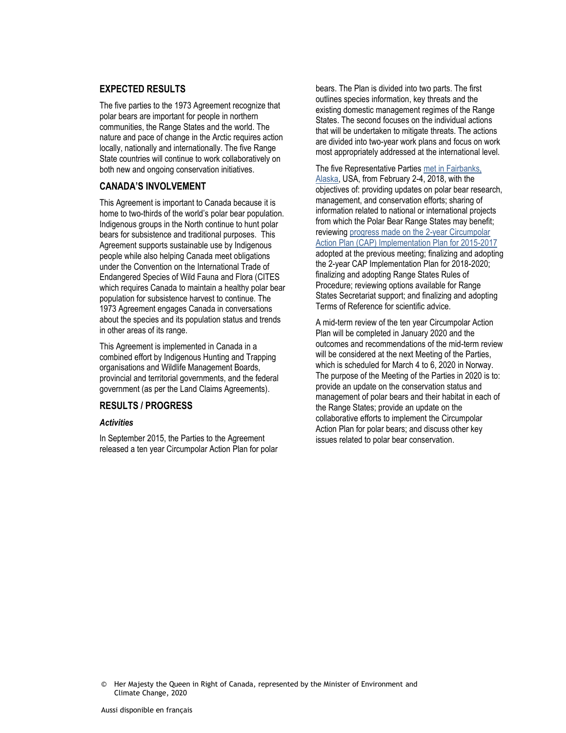## EXPECTED RESULTS

The five parties to the 1973 Agreement recognize that polar bears are important for people in northern communities, the Range States and the world. The nature and pace of change in the Arctic requires action locally, nationally and internationally. The five Range State countries will continue to work collaboratively on both new and ongoing conservation initiatives.

## CANADA'S INVOLVEMENT

This Agreement is important to Canada because it is home to two-thirds of the world's polar bear population. Indigenous groups in the North continue to hunt polar bears for subsistence and traditional purposes. This Agreement supports sustainable use by Indigenous people while also helping Canada meet obligations under the Convention on the International Trade of Endangered Species of Wild Fauna and Flora (CITES which requires Canada to maintain a healthy polar bear population for subsistence harvest to continue. The 1973 Agreement engages Canada in conversations about the species and its population status and trends in other areas of its range.

This Agreement is implemented in Canada in a combined effort by Indigenous Hunting and Trapping organisations and Wildlife Management Boards, provincial and territorial governments, and the federal government (as per the Land Claims Agreements).

## RESULTS / PROGRESS

### *Activities*

In September 2015, the Parties to the Agreement released a ten year Circumpolar Action Plan for polar bears. The Plan is divided into two parts. The first outlines species information, key threats and the existing domestic management regimes of the Range States. The second focuses on the individual actions that will be undertaken to mitigate threats. The actions are divided into two-year work plans and focus on work most appropriately addressed at the international level.

The five Representative Parties met in Fairbanks, Alaska, USA, from February 2-4, 2018, with the objectives of: providing updates on polar bear research, management, and conservation efforts; sharing of information related to national or international projects from which the Polar Bear Range States may benefit; reviewing progress made on the 2-year Circumpolar Action Plan (CAP) Implementation Plan for 2015-2017 adopted at the previous meeting; finalizing and adopting the 2-year CAP Implementation Plan for 2018-2020; finalizing and adopting Range States Rules of Procedure; reviewing options available for Range States Secretariat support; and finalizing and adopting Terms of Reference for scientific advice.

A mid-term review of the ten year Circumpolar Action Plan will be completed in January 2020 and the outcomes and recommendations of the mid-term review will be considered at the next Meeting of the Parties, which is scheduled for March 4 to 6, 2020 in Norway. The purpose of the Meeting of the Parties in 2020 is to: provide an update on the conservation status and management of polar bears and their habitat in each of the Range States; provide an update on the collaborative efforts to implement the Circumpolar Action Plan for polar bears; and discuss other key issues related to polar bear conservation.

© Her Majesty the Queen in Right of Canada, represented by the Minister of Environment and Climate Change, 2020

Aussi disponible en français